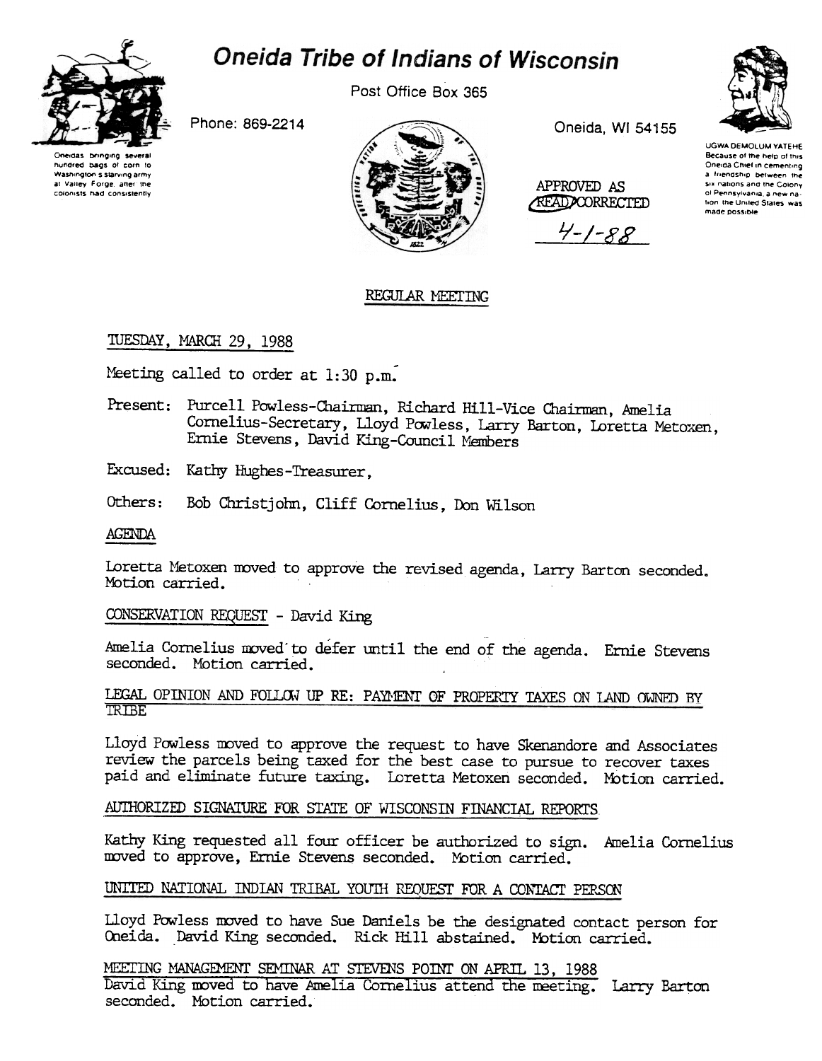# Oneida Tribe of Indians of Wisconsin

Post Office Box 365

Phone: 869-2214

Oneida, WI 54155

Oneidas bringing several hundred bags of corn to Washington's starving army at Valley Forge, after the colonists had consistently

UGWA DEMOLUM YATEHE Because of the help of this Oneida Chief in cementing a friendship between the six nations and the Colony of Pennsylvania, a new nation, the United States was made possible

APPROVED AS READ/CORRECTED

4-1-88

## REGULAR MEETING

TUESDAY, MARCH 29, 1988

Meeting called to order at 1:30 p.m.

Present: Purcell Powless-Chairman, Richard Hill-Vice Chairman, Amelia Cornelius-Secretary, Lloyd Powless, Larry Barton, Loretta Metoxen, Ernie Stevens, David King-Council Members

Excused: Kathy Hughes-Treasurer,

Others: Bob Christjohn, Cliff Cornelius, Don Wilson

### AGENDA

Loretta Metoxen moved to approve the revised agenda, Larry Barton seconded. Motion carried.

### CONSERVATION REQUEST - David King

Amelia Cornelius moved to defer until the end of the agenda. Ernie Stevens seconded. Motion carried.

### LEGAL OPINION AND FOLLOW UP RE: PAYMENT OF PROPERTY TAXES ON LAND OWNED BY TRIBE

Lloyd Powless moved to approve the request to have Skenandore and Associates review the parcels being taxed for the best case to pursue to recover taxes paid and eliminate future taxing. Loretta Metoxen seconded. Motion carried.

### AUTHORIZED SIGNATURE FOR STATE OF WISCONSIN FINANCIAL REPORTS

Kathy King requested all four officer be authorized to sign. Amelia Cornelius moved to approve, Ernie Stevens seconded. Motion carried.

### UNITED NATIONAL INDIAN TRIBAL YOUTH REQUEST FOR A CONTACT PERSON

Lloyd Powless moved to have Sue Daniels be the designated contact person for Oneida. David King seconded. Rick Hill abstained. Motion carried.

### MEETING MANAGEMENT SEMINAR AT STEVENS POINT ON APRIL 13, 1988

David King moved to have Amelia Cornelius attend the meeting. Larry Barton seconded. Motion carried.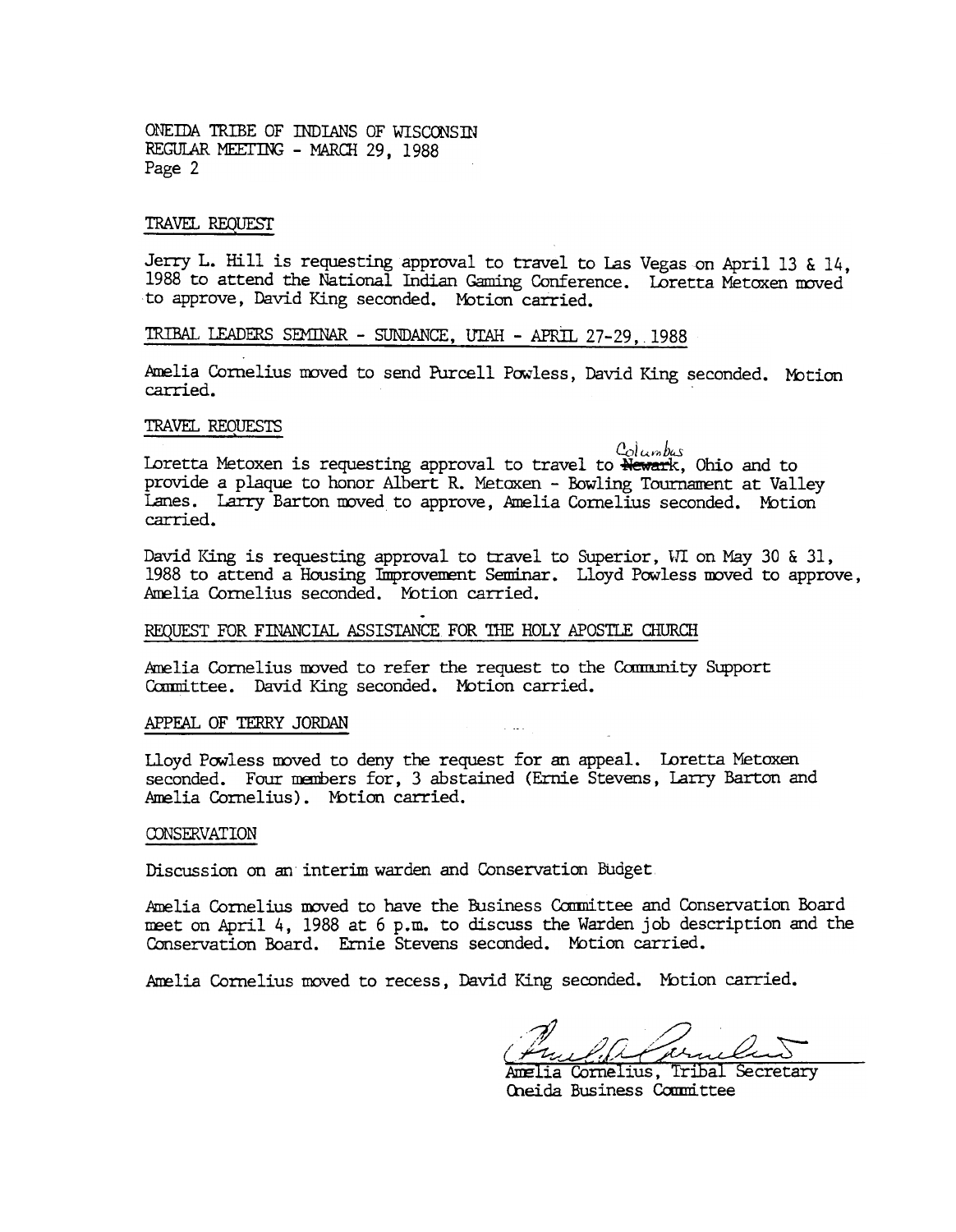ONEIDA TRIBE OF INDIANS OF WISCONSIN
REGULAR MEETING - MARCH 29, 1988
Page 2

TRAVEL REQUEST

Jerry L. Hill is requesting approval to travel to Las Vegas on April 13 & 14, 1988 to attend the National Indian Gaming Conference. Loretta Metoxen moved to approve, David King seconded. Motion carried.

TRIBAL LEADERS SEMINAR - SUNDANCE, UTAH - APRIL 27-29, 1988

Amelia Cornelius moved to send Purcell Powless, David King seconded. Motion carried.

TRAVEL REQUESTS

Loretta Metoxen is requesting approval to travel to ~~Newark~~ Columbus, Ohio and to provide a plaque to honor Albert R. Metoxen - Bowling Tournament at Valley Lanes. Larry Barton moved to approve, Amelia Cornelius seconded. Motion carried.

David King is requesting approval to travel to Superior, WI on May 30 & 31, 1988 to attend a Housing Improvement Seminar. Lloyd Powless moved to approve, Amelia Cornelius seconded. Motion carried.

REQUEST FOR FINANCIAL ASSISTANCE FOR THE HOLY APOSTLE CHURCH

Amelia Cornelius moved to refer the request to the Community Support Committee. David King seconded. Motion carried.

APPEAL OF TERRY JORDAN

Lloyd Powless moved to deny the request for an appeal. Loretta Metoxen seconded. Four members for, 3 abstained (Ernie Stevens, Larry Barton and Amelia Cornelius). Motion carried.

CONSERVATION

Discussion on an interim warden and Conservation Budget

Amelia Cornelius moved to have the Business Committee and Conservation Board meet on April 4, 1988 at 6 p.m. to discuss the Warden job description and the Conservation Board. Ernie Stevens seconded. Motion carried.

Amelia Cornelius moved to recess, David King seconded. Motion carried.

Amelia Cornelius, Tribal Secretary
Oneida Business Committee